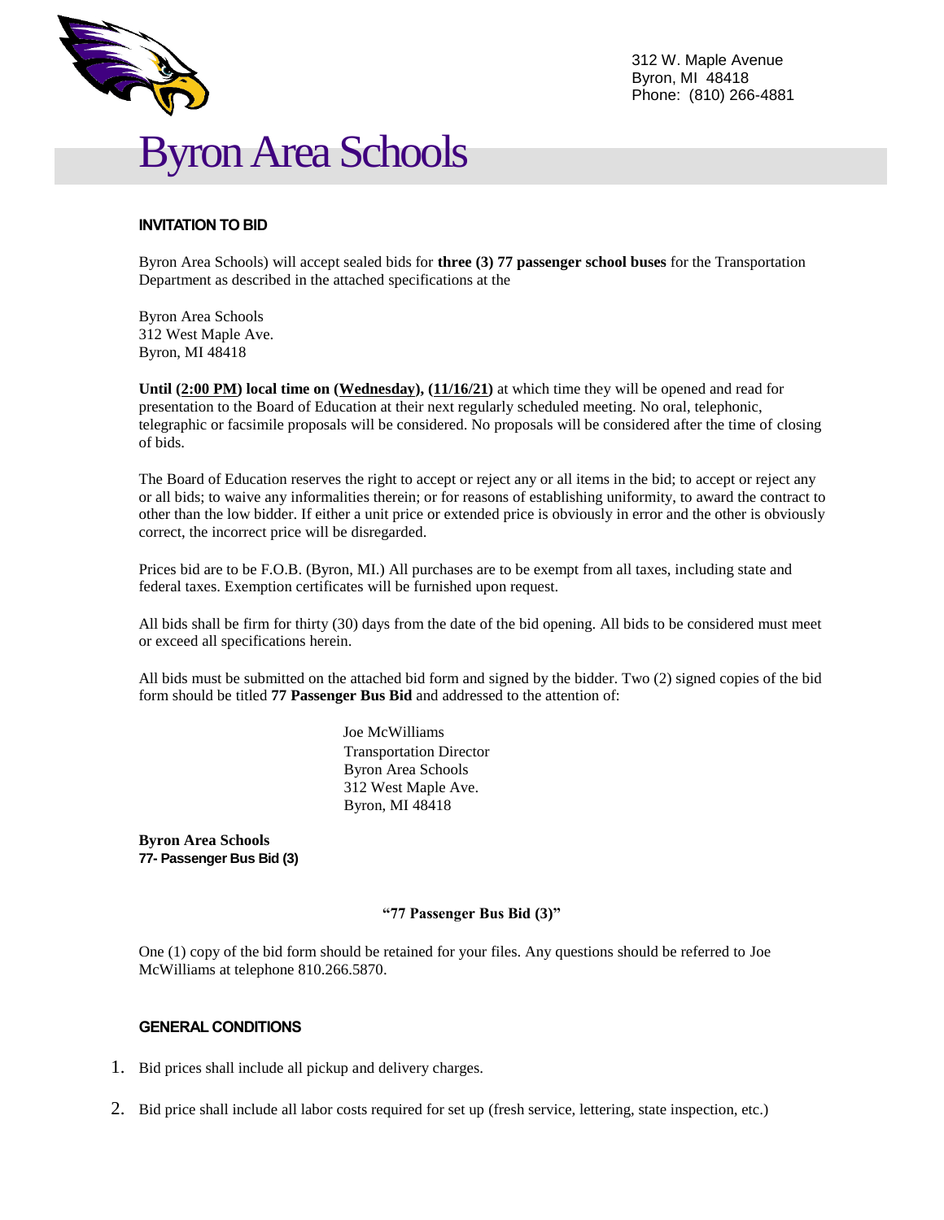312 W. Maple Avenue
Byron, MI 48418
Phone: (810) 266-4881

# Byron Area Schools

### INVITATION TO BID

Byron Area Schools) will accept sealed bids for **three (3) 77 passenger school buses** for the Transportation Department as described in the attached specifications at the

Byron Area Schools
312 West Maple Ave.
Byron, MI 48418

**Until (2:00 PM) local time on (Wednesday), (11/16/21)** at which time they will be opened and read for presentation to the Board of Education at their next regularly scheduled meeting. No oral, telephonic, telegraphic or facsimile proposals will be considered. No proposals will be considered after the time of closing of bids.

The Board of Education reserves the right to accept or reject any or all items in the bid; to accept or reject any or all bids; to waive any informalities therein; or for reasons of establishing uniformity, to award the contract to other than the low bidder. If either a unit price or extended price is obviously in error and the other is obviously correct, the incorrect price will be disregarded.

Prices bid are to be F.O.B. (Byron, MI.) All purchases are to be exempt from all taxes, including state and federal taxes. Exemption certificates will be furnished upon request.

All bids shall be firm for thirty (30) days from the date of the bid opening. All bids to be considered must meet or exceed all specifications herein.

All bids must be submitted on the attached bid form and signed by the bidder. Two (2) signed copies of the bid form should be titled **77 Passenger Bus Bid** and addressed to the attention of:

Joe McWilliams
Transportation Director
Byron Area Schools
312 West Maple Ave.
Byron, MI 48418

**Byron Area Schools**
**77- Passenger Bus Bid (3)**

**"77 Passenger Bus Bid (3)"**

One (1) copy of the bid form should be retained for your files. Any questions should be referred to Joe McWilliams at telephone 810.266.5870.

### GENERAL CONDITIONS

1. Bid prices shall include all pickup and delivery charges.
2. Bid price shall include all labor costs required for set up (fresh service, lettering, state inspection, etc.)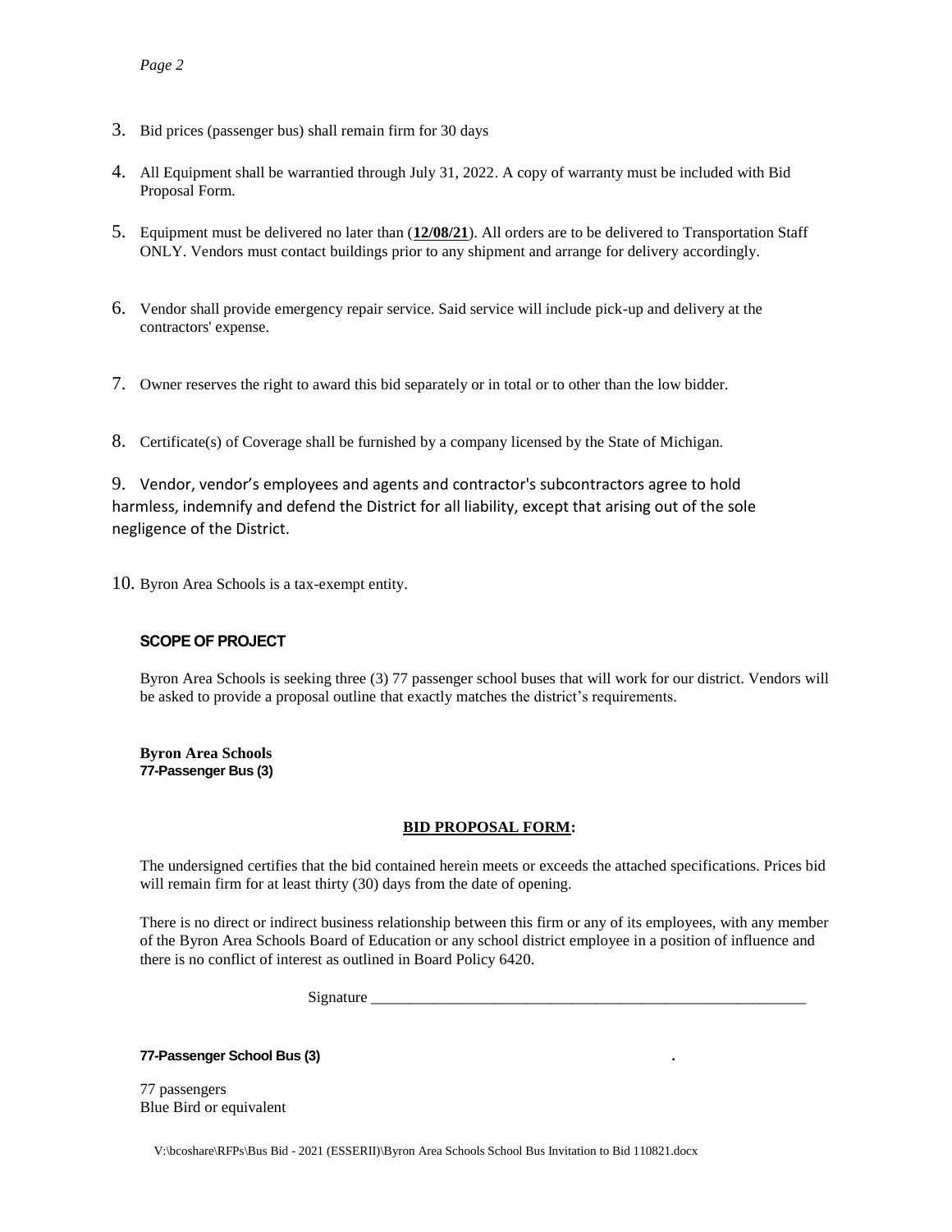3. Bid prices (passenger bus) shall remain firm for 30 days

4. All Equipment shall be warrantied through July 31, 2022. A copy of warranty must be included with Bid Proposal Form.

5. Equipment must be delivered no later than (**12/08/21**). All orders are to be delivered to Transportation Staff ONLY. Vendors must contact buildings prior to any shipment and arrange for delivery accordingly.

6. Vendor shall provide emergency repair service. Said service will include pick-up and delivery at the contractors' expense.

7. Owner reserves the right to award this bid separately or in total or to other than the low bidder.

8. Certificate(s) of Coverage shall be furnished by a company licensed by the State of Michigan.

9. Vendor, vendor's employees and agents and contractor's subcontractors agree to hold harmless, indemnify and defend the District for all liability, except that arising out of the sole negligence of the District.

10. Byron Area Schools is a tax-exempt entity.

### SCOPE OF PROJECT

Byron Area Schools is seeking three (3) 77 passenger school buses that will work for our district. Vendors will be asked to provide a proposal outline that exactly matches the district's requirements.

**Byron Area Schools**
**77-Passenger Bus (3)**

## BID PROPOSAL FORM:

The undersigned certifies that the bid contained herein meets or exceeds the attached specifications. Prices bid will remain firm for at least thirty (30) days from the date of opening.

There is no direct or indirect business relationship between this firm or any of its employees, with any member of the Byron Area Schools Board of Education or any school district employee in a position of influence and there is no conflict of interest as outlined in Board Policy 6420.

Signature ___________________________________________________________

**77-Passenger School Bus (3)** .

77 passengers
Blue Bird or equivalent

V:\bcoshare\RFPs\Bus Bid - 2021 (ESSERII)\Byron Area Schools School Bus Invitation to Bid 110821.docx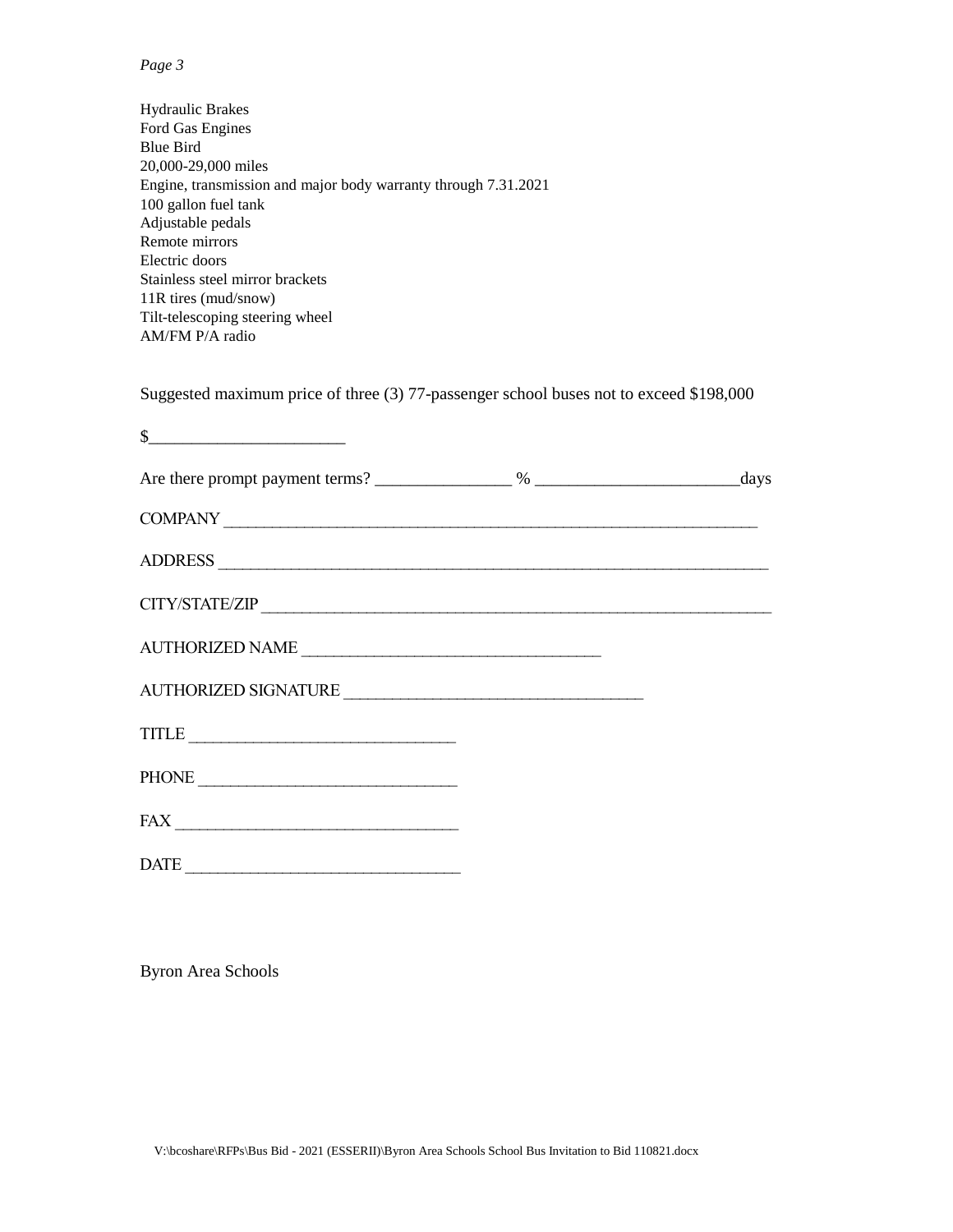Hydraulic Brakes
Ford Gas Engines
Blue Bird
20,000-29,000 miles
Engine, transmission and major body warranty through 7.31.2021
100 gallon fuel tank
Adjustable pedals
Remote mirrors
Electric doors
Stainless steel mirror brackets
11R tires (mud/snow)
Tilt-telescoping steering wheel
AM/FM P/A radio

Suggested maximum price of three (3) 77-passenger school buses not to exceed $198,000

$_______________________

Are there prompt payment terms? _______________ % _______________________days

COMPANY _______________________________________________________________

ADDRESS ________________________________________________________________

CITY/STATE/ZIP __________________________________________________________

AUTHORIZED NAME ___________________________________

AUTHORIZED SIGNATURE ___________________________________

TITLE _______________________________

PHONE ______________________________

FAX _________________________________

DATE ________________________________

Byron Area Schools

V:\bcoshare\RFPs\Bus Bid - 2021 (ESSERII)\Byron Area Schools School Bus Invitation to Bid 110821.docx